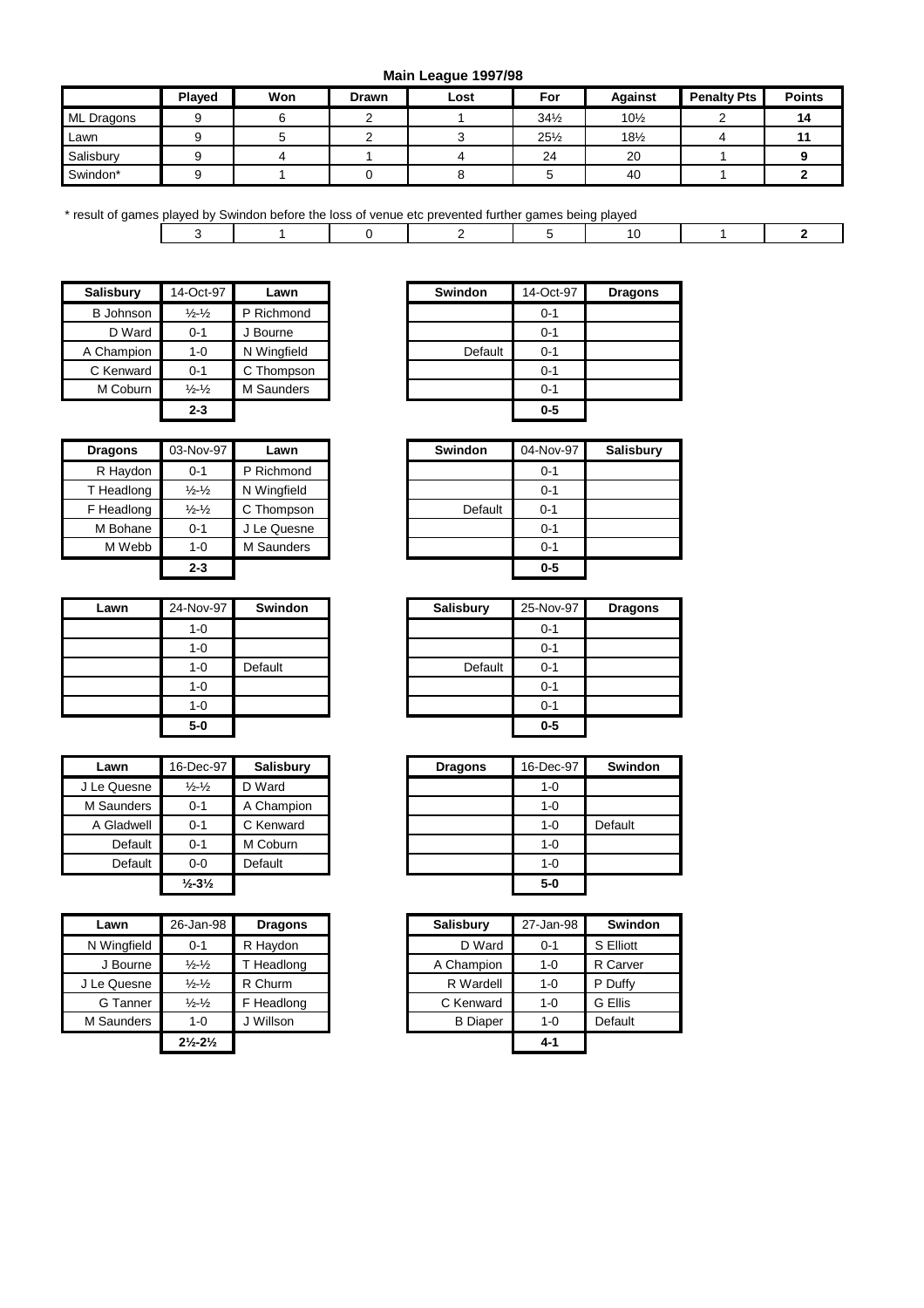## Main League 1997/98

| | Played | Won | Drawn | Lost | For | Against | Penalty Pts | Points |
|---|---|---|---|---|---|---|---|---|
| ML Dragons | 9 | 6 | 2 | 1 | 34½ | 10½ | 2 | 14 |
| Lawn | 9 | 5 | 2 | 3 | 25½ | 18½ | 4 | 11 |
| Salisbury | 9 | 4 | 1 | 4 | 24 | 20 | 1 | 9 |
| Swindon* | 9 | 1 | 0 | 8 | 5 | 40 | 1 | 2 |

\* result of games played by Swindon before the loss of venue etc prevented further games being played

| | Played | Won | Drawn | Lost | For | Against | Penalty Pts | Points |
|---|---|---|---|---|---|---|---|---|
| | 3 | 1 | 0 | 2 | 5 | 10 | 1 | 2 |

| Salisbury | 14-Oct-97 | Lawn |
|---|---|---|
| B Johnson | ½-½ | P Richmond |
| D Ward | 0-1 | J Bourne |
| A Champion | 1-0 | N Wingfield |
| C Kenward | 0-1 | C Thompson |
| M Coburn | ½-½ | M Saunders |
| | **2-3** | |

| Swindon | 14-Oct-97 | Dragons |
|---|---|---|
| | 0-1 | |
| | 0-1 | |
| Default | 0-1 | |
| | 0-1 | |
| | 0-1 | |
| | **0-5** | |

| Dragons | 03-Nov-97 | Lawn |
|---|---|---|
| R Haydon | 0-1 | P Richmond |
| T Headlong | ½-½ | N Wingfield |
| F Headlong | ½-½ | C Thompson |
| M Bohane | 0-1 | J Le Quesne |
| M Webb | 1-0 | M Saunders |
| | **2-3** | |

| Swindon | 04-Nov-97 | Salisbury |
|---|---|---|
| | 0-1 | |
| | 0-1 | |
| Default | 0-1 | |
| | 0-1 | |
| | 0-1 | |
| | **0-5** | |

| Lawn | 24-Nov-97 | Swindon |
|---|---|---|
| | 1-0 | |
| | 1-0 | |
| | 1-0 | Default |
| | 1-0 | |
| | 1-0 | |
| | **5-0** | |

| Salisbury | 25-Nov-97 | Dragons |
|---|---|---|
| | 0-1 | |
| | 0-1 | |
| Default | 0-1 | |
| | 0-1 | |
| | 0-1 | |
| | **0-5** | |

| Lawn | 16-Dec-97 | Salisbury |
|---|---|---|
| J Le Quesne | ½-½ | D Ward |
| M Saunders | 0-1 | A Champion |
| A Gladwell | 0-1 | C Kenward |
| Default | 0-1 | M Coburn |
| Default | 0-0 | Default |
| | **½-3½** | |

| Dragons | 16-Dec-97 | Swindon |
|---|---|---|
| | 1-0 | |
| | 1-0 | |
| | 1-0 | Default |
| | 1-0 | |
| | 1-0 | |
| | **5-0** | |

| Lawn | 26-Jan-98 | Dragons |
|---|---|---|
| N Wingfield | 0-1 | R Haydon |
| J Bourne | ½-½ | T Headlong |
| J Le Quesne | ½-½ | R Churm |
| G Tanner | ½-½ | F Headlong |
| M Saunders | 1-0 | J Willson |
| | **2½-2½** | |

| Salisbury | 27-Jan-98 | Swindon |
|---|---|---|
| D Ward | 0-1 | S Elliott |
| A Champion | 1-0 | R Carver |
| R Wardell | 1-0 | P Duffy |
| C Kenward | 1-0 | G Ellis |
| B Diaper | 1-0 | Default |
| | **4-1** | |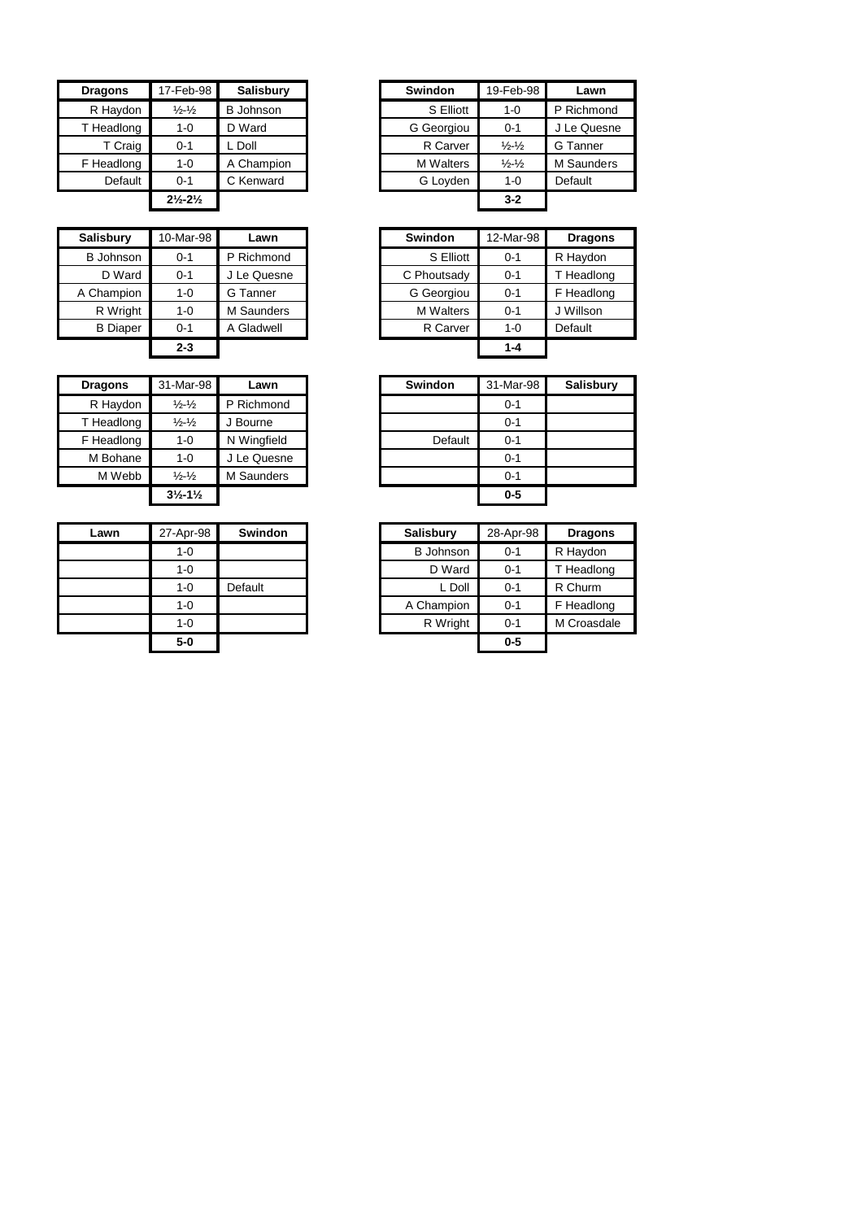| Dragons | 17-Feb-98 | Salisbury |
|---|---|---|
| R Haydon | ½-½ | B Johnson |
| T Headlong | 1-0 | D Ward |
| T Craig | 0-1 | L Doll |
| F Headlong | 1-0 | A Champion |
| Default | 0-1 | C Kenward |
| | **2½-2½** | |

| Swindon | 19-Feb-98 | Lawn |
|---|---|---|
| S Elliott | 1-0 | P Richmond |
| G Georgiou | 0-1 | J Le Quesne |
| R Carver | ½-½ | G Tanner |
| M Walters | ½-½ | M Saunders |
| G Loyden | 1-0 | Default |
| | **3-2** | |

| Salisbury | 10-Mar-98 | Lawn |
|---|---|---|
| B Johnson | 0-1 | P Richmond |
| D Ward | 0-1 | J Le Quesne |
| A Champion | 1-0 | G Tanner |
| R Wright | 1-0 | M Saunders |
| B Diaper | 0-1 | A Gladwell |
| | **2-3** | |

| Swindon | 12-Mar-98 | Dragons |
|---|---|---|
| S Elliott | 0-1 | R Haydon |
| C Phoutsady | 0-1 | T Headlong |
| G Georgiou | 0-1 | F Headlong |
| M Walters | 0-1 | J Willson |
| R Carver | 1-0 | Default |
| | **1-4** | |

| Dragons | 31-Mar-98 | Lawn |
|---|---|---|
| R Haydon | ½-½ | P Richmond |
| T Headlong | ½-½ | J Bourne |
| F Headlong | 1-0 | N Wingfield |
| M Bohane | 1-0 | J Le Quesne |
| M Webb | ½-½ | M Saunders |
| | **3½-1½** | |

| Swindon | 31-Mar-98 | Salisbury |
|---|---|---|
| | 0-1 | |
| | 0-1 | |
| Default | 0-1 | |
| | 0-1 | |
| | 0-1 | |
| | **0-5** | |

| Lawn | 27-Apr-98 | Swindon |
|---|---|---|
| | 1-0 | |
| | 1-0 | |
| | 1-0 | Default |
| | 1-0 | |
| | 1-0 | |
| | **5-0** | |

| Salisbury | 28-Apr-98 | Dragons |
|---|---|---|
| B Johnson | 0-1 | R Haydon |
| D Ward | 0-1 | T Headlong |
| L Doll | 0-1 | R Churm |
| A Champion | 0-1 | F Headlong |
| R Wright | 0-1 | M Croasdale |
| | **0-5** | |